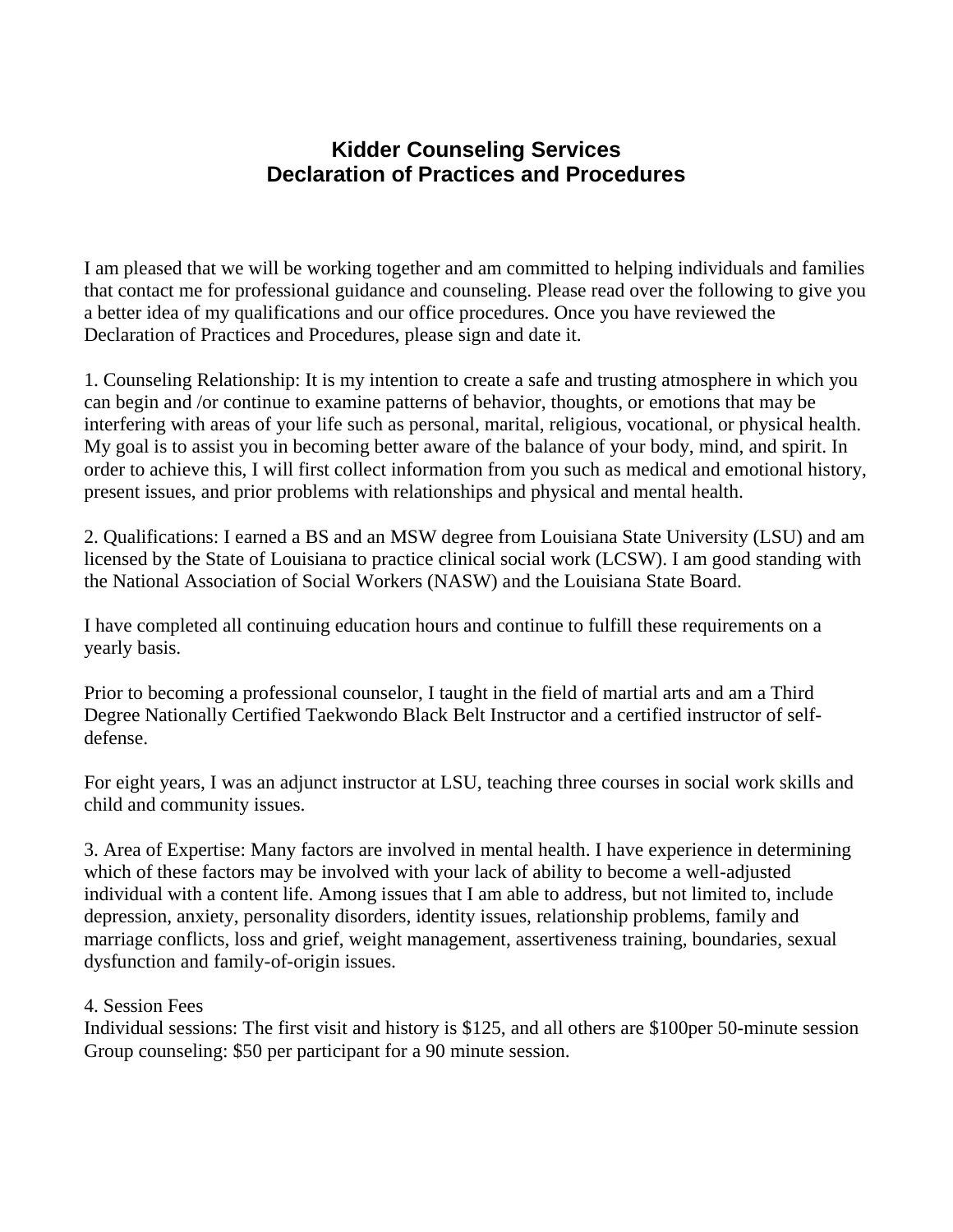# Kidder Counseling Services
## Declaration of Practices and Procedures

I am pleased that we will be working together and am committed to helping individuals and families that contact me for professional guidance and counseling. Please read over the following to give you a better idea of my qualifications and our office procedures. Once you have reviewed the Declaration of Practices and Procedures, please sign and date it.

1. Counseling Relationship: It is my intention to create a safe and trusting atmosphere in which you can begin and /or continue to examine patterns of behavior, thoughts, or emotions that may be interfering with areas of your life such as personal, marital, religious, vocational, or physical health. My goal is to assist you in becoming better aware of the balance of your body, mind, and spirit. In order to achieve this, I will first collect information from you such as medical and emotional history, present issues, and prior problems with relationships and physical and mental health.

2. Qualifications: I earned a BS and an MSW degree from Louisiana State University (LSU) and am licensed by the State of Louisiana to practice clinical social work (LCSW). I am good standing with the National Association of Social Workers (NASW) and the Louisiana State Board.

I have completed all continuing education hours and continue to fulfill these requirements on a yearly basis.

Prior to becoming a professional counselor, I taught in the field of martial arts and am a Third Degree Nationally Certified Taekwondo Black Belt Instructor and a certified instructor of self-defense.

For eight years, I was an adjunct instructor at LSU, teaching three courses in social work skills and child and community issues.

3. Area of Expertise: Many factors are involved in mental health. I have experience in determining which of these factors may be involved with your lack of ability to become a well-adjusted individual with a content life. Among issues that I am able to address, but not limited to, include depression, anxiety, personality disorders, identity issues, relationship problems, family and marriage conflicts, loss and grief, weight management, assertiveness training, boundaries, sexual dysfunction and family-of-origin issues.

4. Session Fees

Individual sessions: The first visit and history is $125, and all others are $100per 50-minute session
Group counseling: $50 per participant for a 90 minute session.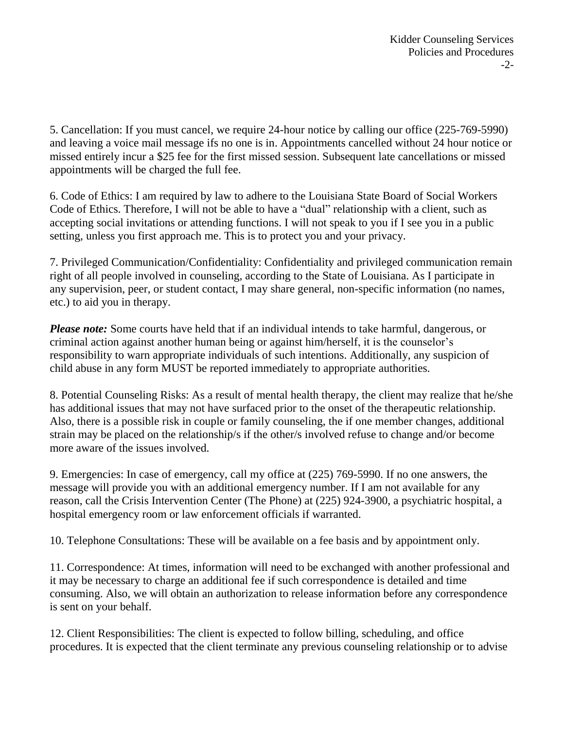5. Cancellation: If you must cancel, we require 24-hour notice by calling our office (225-769-5990) and leaving a voice mail message ifs no one is in. Appointments cancelled without 24 hour notice or missed entirely incur a $25 fee for the first missed session. Subsequent late cancellations or missed appointments will be charged the full fee.

6. Code of Ethics: I am required by law to adhere to the Louisiana State Board of Social Workers Code of Ethics. Therefore, I will not be able to have a "dual" relationship with a client, such as accepting social invitations or attending functions. I will not speak to you if I see you in a public setting, unless you first approach me. This is to protect you and your privacy.

7. Privileged Communication/Confidentiality: Confidentiality and privileged communication remain right of all people involved in counseling, according to the State of Louisiana. As I participate in any supervision, peer, or student contact, I may share general, non-specific information (no names, etc.) to aid you in therapy.

***Please note:*** Some courts have held that if an individual intends to take harmful, dangerous, or criminal action against another human being or against him/herself, it is the counselor's responsibility to warn appropriate individuals of such intentions. Additionally, any suspicion of child abuse in any form MUST be reported immediately to appropriate authorities.

8. Potential Counseling Risks: As a result of mental health therapy, the client may realize that he/she has additional issues that may not have surfaced prior to the onset of the therapeutic relationship. Also, there is a possible risk in couple or family counseling, the if one member changes, additional strain may be placed on the relationship/s if the other/s involved refuse to change and/or become more aware of the issues involved.

9. Emergencies: In case of emergency, call my office at (225) 769-5990. If no one answers, the message will provide you with an additional emergency number. If I am not available for any reason, call the Crisis Intervention Center (The Phone) at (225) 924-3900, a psychiatric hospital, a hospital emergency room or law enforcement officials if warranted.

10. Telephone Consultations: These will be available on a fee basis and by appointment only.

11. Correspondence: At times, information will need to be exchanged with another professional and it may be necessary to charge an additional fee if such correspondence is detailed and time consuming. Also, we will obtain an authorization to release information before any correspondence is sent on your behalf.

12. Client Responsibilities: The client is expected to follow billing, scheduling, and office procedures. It is expected that the client terminate any previous counseling relationship or to advise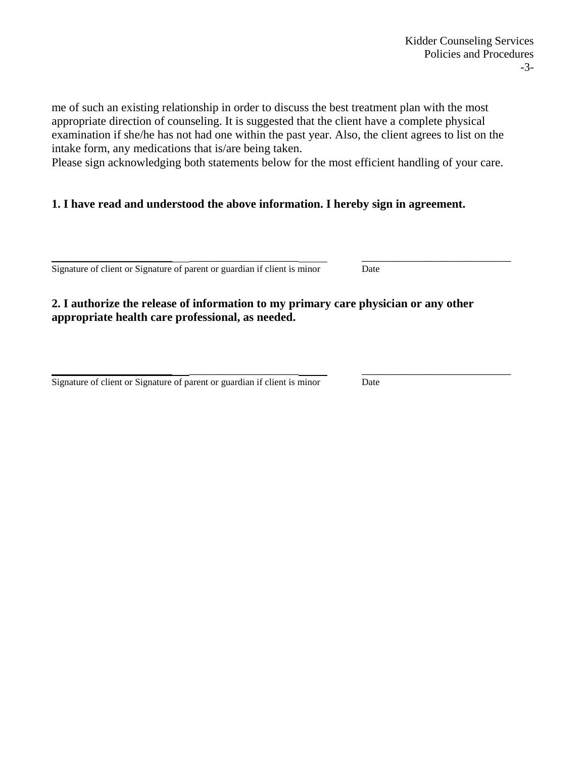me of such an existing relationship in order to discuss the best treatment plan with the most appropriate direction of counseling. It is suggested that the client have a complete physical examination if she/he has not had one within the past year. Also, the client agrees to list on the intake form, any medications that is/are being taken.
Please sign acknowledging both statements below for the most efficient handling of your care.

**1. I have read and understood the above information. I hereby sign in agreement.**

_______________________________________________  ____________________________
Signature of client or Signature of parent or guardian if client is minor  Date

**2. I authorize the release of information to my primary care physician or any other appropriate health care professional, as needed.**

_______________________________________________  ____________________________
Signature of client or Signature of parent or guardian if client is minor  Date